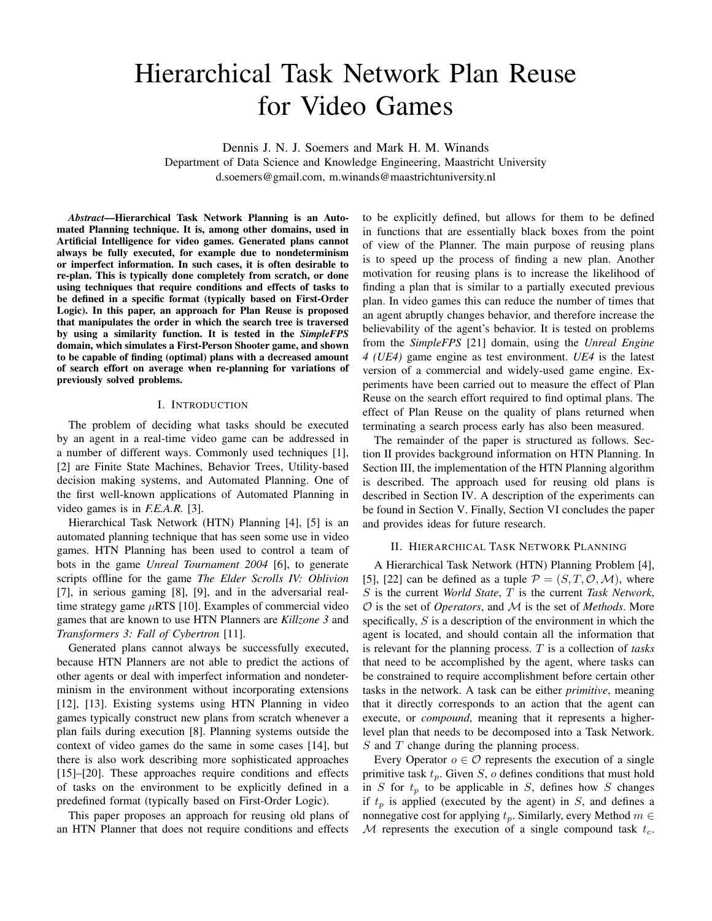# Hierarchical Task Network Plan Reuse for Video Games

Dennis J. N. J. Soemers and Mark H. M. Winands
Department of Data Science and Knowledge Engineering, Maastricht University
d.soemers@gmail.com, m.winands@maastrichtuniversity.nl

***Abstract*—Hierarchical Task Network Planning is an Automated Planning technique. It is, among other domains, used in Artificial Intelligence for video games. Generated plans cannot always be fully executed, for example due to nondeterminism or imperfect information. In such cases, it is often desirable to re-plan. This is typically done completely from scratch, or done using techniques that require conditions and effects of tasks to be defined in a specific format (typically based on First-Order Logic). In this paper, an approach for Plan Reuse is proposed that manipulates the order in which the search tree is traversed by using a similarity function. It is tested in the *SimpleFPS* domain, which simulates a First-Person Shooter game, and shown to be capable of finding (optimal) plans with a decreased amount of search effort on average when re-planning for variations of previously solved problems.**

## I. Introduction

The problem of deciding what tasks should be executed by an agent in a real-time video game can be addressed in a number of different ways. Commonly used techniques [1], [2] are Finite State Machines, Behavior Trees, Utility-based decision making systems, and Automated Planning. One of the first well-known applications of Automated Planning in video games is in *F.E.A.R.* [3].

Hierarchical Task Network (HTN) Planning [4], [5] is an automated planning technique that has seen some use in video games. HTN Planning has been used to control a team of bots in the game *Unreal Tournament 2004* [6], to generate scripts offline for the game *The Elder Scrolls IV: Oblivion* [7], in serious gaming [8], [9], and in the adversarial real-time strategy game $\mu$RTS [10]. Examples of commercial video games that are known to use HTN Planners are *Killzone 3* and *Transformers 3: Fall of Cybertron* [11].

Generated plans cannot always be successfully executed, because HTN Planners are not able to predict the actions of other agents or deal with imperfect information and nondeterminism in the environment without incorporating extensions [12], [13]. Existing systems using HTN Planning in video games typically construct new plans from scratch whenever a plan fails during execution [8]. Planning systems outside the context of video games do the same in some cases [14], but there is also work describing more sophisticated approaches [15]–[20]. These approaches require conditions and effects of tasks on the environment to be explicitly defined in a predefined format (typically based on First-Order Logic).

This paper proposes an approach for reusing old plans of an HTN Planner that does not require conditions and effects to be explicitly defined, but allows for them to be defined in functions that are essentially black boxes from the point of view of the Planner. The main purpose of reusing plans is to speed up the process of finding a new plan. Another motivation for reusing plans is to increase the likelihood of finding a plan that is similar to a partially executed previous plan. In video games this can reduce the number of times that an agent abruptly changes behavior, and therefore increase the believability of the agent's behavior. It is tested on problems from the *SimpleFPS* [21] domain, using the *Unreal Engine 4 (UE4)* game engine as test environment. *UE4* is the latest version of a commercial and widely-used game engine. Experiments have been carried out to measure the effect of Plan Reuse on the search effort required to find optimal plans. The effect of Plan Reuse on the quality of plans returned when terminating a search process early has also been measured.

The remainder of the paper is structured as follows. Section II provides background information on HTN Planning. In Section III, the implementation of the HTN Planning algorithm is described. The approach used for reusing old plans is described in Section IV. A description of the experiments can be found in Section V. Finally, Section VI concludes the paper and provides ideas for future research.

## II. Hierarchical Task Network Planning

A Hierarchical Task Network (HTN) Planning Problem [4], [5], [22] can be defined as a tuple $\mathcal{P} = (S, T, \mathcal{O}, \mathcal{M})$, where $S$ is the current *World State*, $T$ is the current *Task Network*, $\mathcal{O}$ is the set of *Operators*, and $\mathcal{M}$ is the set of *Methods*. More specifically, $S$ is a description of the environment in which the agent is located, and should contain all the information that is relevant for the planning process. $T$ is a collection of *tasks* that need to be accomplished by the agent, where tasks can be constrained to require accomplishment before certain other tasks in the network. A task can be either *primitive*, meaning that it directly corresponds to an action that the agent can execute, or *compound*, meaning that it represents a higher-level plan that needs to be decomposed into a Task Network. $S$ and $T$ change during the planning process.

Every Operator $o \in \mathcal{O}$ represents the execution of a single primitive task $t_p$. Given $S$, $o$ defines conditions that must hold in $S$ for $t_p$ to be applicable in $S$, defines how $S$ changes if $t_p$ is applied (executed by the agent) in $S$, and defines a nonnegative cost for applying $t_p$. Similarly, every Method $m \in \mathcal{M}$ represents the execution of a single compound task $t_c$.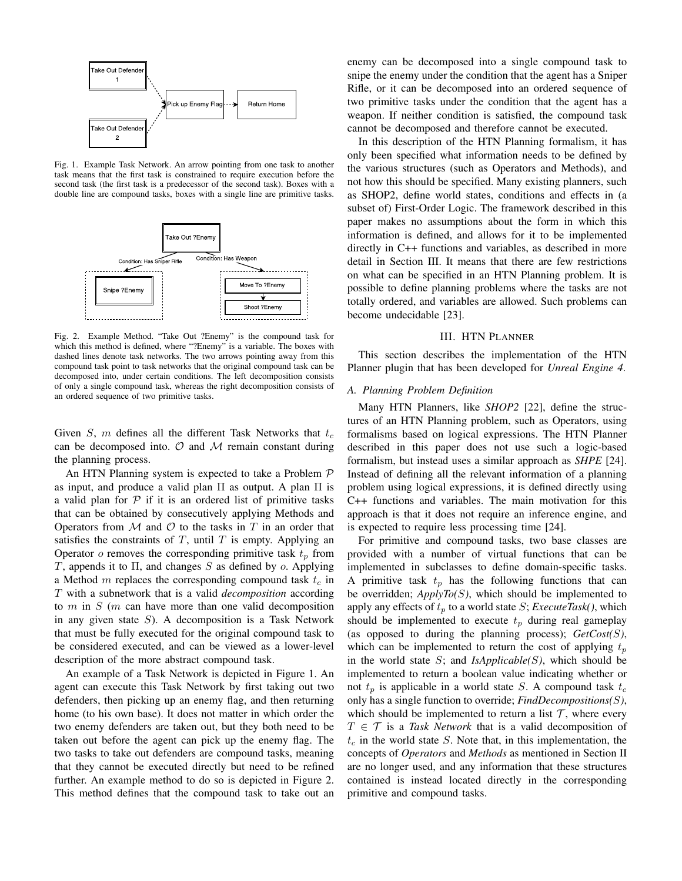Fig. 1. Example Task Network. An arrow pointing from one task to another task means that the first task is constrained to require execution before the second task (the first task is a predecessor of the second task). Boxes with a double line are compound tasks, boxes with a single line are primitive tasks.

Fig. 2. Example Method. "Take Out ?Enemy" is the compound task for which this method is defined, where "?Enemy" is a variable. The boxes with dashed lines denote task networks. The two arrows pointing away from this compound task point to task networks that the original compound task can be decomposed into, under certain conditions. The left decomposition consists of only a single compound task, whereas the right decomposition consists of an ordered sequence of two primitive tasks.

Given $S$, $m$ defines all the different Task Networks that $t_c$ can be decomposed into. $\mathcal{O}$ and $\mathcal{M}$ remain constant during the planning process.

An HTN Planning system is expected to take a Problem $\mathcal{P}$ as input, and produce a valid plan $\Pi$ as output. A plan $\Pi$ is a valid plan for $\mathcal{P}$ if it is an ordered list of primitive tasks that can be obtained by consecutively applying Methods and Operators from $\mathcal{M}$ and $\mathcal{O}$ to the tasks in $T$ in an order that satisfies the constraints of $T$, until $T$ is empty. Applying an Operator $o$ removes the corresponding primitive task $t_p$ from $T$, appends it to $\Pi$, and changes $S$ as defined by $o$. Applying a Method $m$ replaces the corresponding compound task $t_c$ in $T$ with a subnetwork that is a valid *decomposition* according to $m$ in $S$ ($m$ can have more than one valid decomposition in any given state $S$). A decomposition is a Task Network that must be fully executed for the original compound task to be considered executed, and can be viewed as a lower-level description of the more abstract compound task.

An example of a Task Network is depicted in Figure 1. An agent can execute this Task Network by first taking out two defenders, then picking up an enemy flag, and then returning home (to his own base). It does not matter in which order the two enemy defenders are taken out, but they both need to be taken out before the agent can pick up the enemy flag. The two tasks to take out defenders are compound tasks, meaning that they cannot be executed directly but need to be refined further. An example method to do so is depicted in Figure 2. This method defines that the compound task to take out an enemy can be decomposed into a single compound task to snipe the enemy under the condition that the agent has a Sniper Rifle, or it can be decomposed into an ordered sequence of two primitive tasks under the condition that the agent has a weapon. If neither condition is satisfied, the compound task cannot be decomposed and therefore cannot be executed.

In this description of the HTN Planning formalism, it has only been specified what information needs to be defined by the various structures (such as Operators and Methods), and not how this should be specified. Many existing planners, such as SHOP2, define world states, conditions and effects in (a subset of) First-Order Logic. The framework described in this paper makes no assumptions about the form in which this information is defined, and allows for it to be implemented directly in C++ functions and variables, as described in more detail in Section III. It means that there are few restrictions on what can be specified in an HTN Planning problem. It is possible to define planning problems where the tasks are not totally ordered, and variables are allowed. Such problems can become undecidable [23].

## III. HTN Planner

This section describes the implementation of the HTN Planner plugin that has been developed for *Unreal Engine 4*.

### A. Planning Problem Definition

Many HTN Planners, like *SHOP2* [22], define the structures of an HTN Planning problem, such as Operators, using formalisms based on logical expressions. The HTN Planner described in this paper does not use such a logic-based formalism, but instead uses a similar approach as *SHPE* [24]. Instead of defining all the relevant information of a planning problem using logical expressions, it is defined directly using C++ functions and variables. The main motivation for this approach is that it does not require an inference engine, and is expected to require less processing time [24].

For primitive and compound tasks, two base classes are provided with a number of virtual functions that can be implemented in subclasses to define domain-specific tasks. A primitive task $t_p$ has the following functions that can be overridden; *ApplyTo(S)*, which should be implemented to apply any effects of $t_p$ to a world state $S$; *ExecuteTask()*, which should be implemented to execute $t_p$ during real gameplay (as opposed to during the planning process); *GetCost(S)*, which can be implemented to return the cost of applying $t_p$ in the world state $S$; and *IsApplicable(S)*, which should be implemented to return a boolean value indicating whether or not $t_p$ is applicable in a world state $S$. A compound task $t_c$ only has a single function to override; *FindDecompositions(S)*, which should be implemented to return a list $\mathcal{T}$, where every $T \in \mathcal{T}$ is a *Task Network* that is a valid decomposition of $t_c$ in the world state $S$. Note that, in this implementation, the concepts of *Operators* and *Methods* as mentioned in Section II are no longer used, and any information that these structures contained is instead located directly in the corresponding primitive and compound tasks.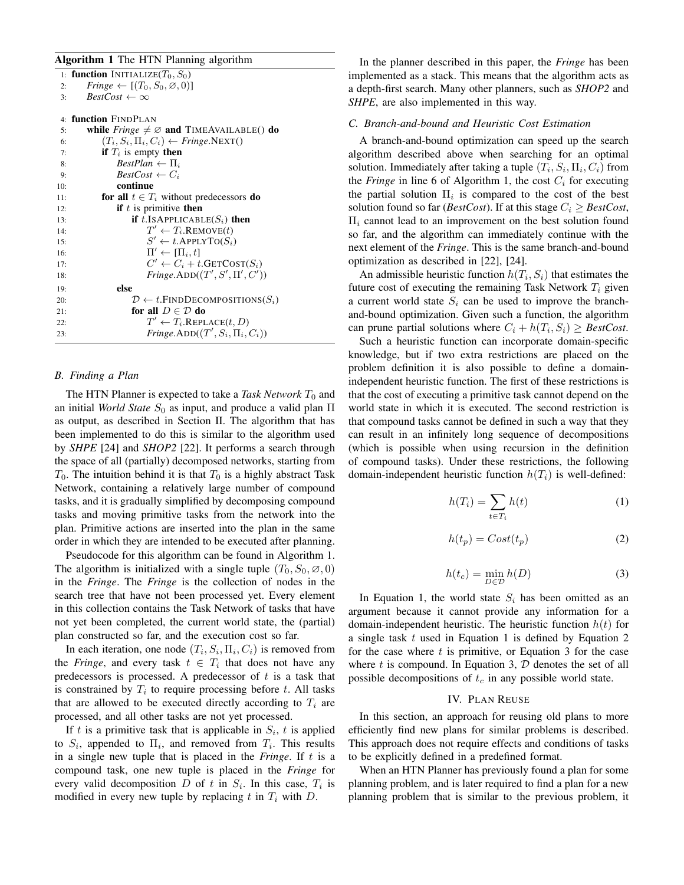**Algorithm 1** The HTN Planning algorithm

```
1:  function INITIALIZE(T_0, S_0)
2:      Fringe ← [(T_0, S_0, ∅, 0)]
3:      BestCost ← ∞

4:  function FINDPLAN
5:      while Fringe ≠ ∅ and TIMEAVAILABLE() do
6:          (T_i, S_i, Π_i, C_i) ← Fringe.NEXT()
7:          if T_i is empty then
8:              BestPlan ← Π_i
9:              BestCost ← C_i
10:             continue
11:         for all t ∈ T_i without predecessors do
12:             if t is primitive then
13:                 if t.ISAPPLICABLE(S_i) then
14:                     T' ← T_i.REMOVE(t)
15:                     S' ← t.APPLYTO(S_i)
16:                     Π' ← [Π_i, t]
17:                     C' ← C_i + t.GETCOST(S_i)
18:                     Fringe.ADD((T', S', Π', C'))
19:             else
20:                 𝒟 ← t.FINDDECOMPOSITIONS(S_i)
21:                 for all D ∈ 𝒟 do
22:                     T' ← T_i.REPLACE(t, D)
23:                     Fringe.ADD((T', S_i, Π_i, C_i))
```

### B. Finding a Plan

The HTN Planner is expected to take a *Task Network* $T_0$ and an initial *World State* $S_0$ as input, and produce a valid plan $\Pi$ as output, as described in Section II. The algorithm that has been implemented to do this is similar to the algorithm used by *SHPE* [24] and *SHOP2* [22]. It performs a search through the space of all (partially) decomposed networks, starting from $T_0$. The intuition behind it is that $T_0$ is a highly abstract Task Network, containing a relatively large number of compound tasks, and it is gradually simplified by decomposing compound tasks and moving primitive tasks from the network into the plan. Primitive actions are inserted into the plan in the same order in which they are intended to be executed after planning.

Pseudocode for this algorithm can be found in Algorithm 1. The algorithm is initialized with a single tuple $(T_0, S_0, \varnothing, 0)$ in the *Fringe*. The *Fringe* is the collection of nodes in the search tree that have not been processed yet. Every element in this collection contains the Task Network of tasks that have not yet been completed, the current world state, the (partial) plan constructed so far, and the execution cost so far.

In each iteration, one node $(T_i, S_i, \Pi_i, C_i)$ is removed from the *Fringe*, and every task $t \in T_i$ that does not have any predecessors is processed. A predecessor of $t$ is a task that is constrained by $T_i$ to require processing before $t$. All tasks that are allowed to be executed directly according to $T_i$ are processed, and all other tasks are not yet processed.

If $t$ is a primitive task that is applicable in $S_i$, $t$ is applied to $S_i$, appended to $\Pi_i$, and removed from $T_i$. This results in a single new tuple that is placed in the *Fringe*. If $t$ is a compound task, one new tuple is placed in the *Fringe* for every valid decomposition $D$ of $t$ in $S_i$. In this case, $T_i$ is modified in every new tuple by replacing $t$ in $T_i$ with $D$.

In the planner described in this paper, the *Fringe* has been implemented as a stack. This means that the algorithm acts as a depth-first search. Many other planners, such as *SHOP2* and *SHPE*, are also implemented in this way.

### C. Branch-and-bound and Heuristic Cost Estimation

A branch-and-bound optimization can speed up the search algorithm described above when searching for an optimal solution. Immediately after taking a tuple $(T_i, S_i, \Pi_i, C_i)$ from the *Fringe* in line 6 of Algorithm 1, the cost $C_i$ for executing the partial solution $\Pi_i$ is compared to the cost of the best solution found so far (*BestCost*). If at this stage $C_i \geq$ *BestCost*, $\Pi_i$ cannot lead to an improvement on the best solution found so far, and the algorithm can immediately continue with the next element of the *Fringe*. This is the same branch-and-bound optimization as described in [22], [24].

An admissible heuristic function $h(T_i, S_i)$ that estimates the future cost of executing the remaining Task Network $T_i$ given a current world state $S_i$ can be used to improve the branch-and-bound optimization. Given such a function, the algorithm can prune partial solutions where $C_i + h(T_i, S_i) \geq$ *BestCost*.

Such a heuristic function can incorporate domain-specific knowledge, but if two extra restrictions are placed on the problem definition it is also possible to define a domain-independent heuristic function. The first of these restrictions is that the cost of executing a primitive task cannot depend on the world state in which it is executed. The second restriction is that compound tasks cannot be defined in such a way that they can result in an infinitely long sequence of decompositions (which is possible when using recursion in the definition of compound tasks). Under these restrictions, the following domain-independent heuristic function $h(T_i)$ is well-defined:

$$h(T_i) = \sum_{t \in T_i} h(t) \tag{1}$$

$$h(t_p) = Cost(t_p) \tag{2}$$

$$h(t_c) = \min_{D \in \mathcal{D}} h(D) \tag{3}$$

In Equation 1, the world state $S_i$ has been omitted as an argument because it cannot provide any information for a domain-independent heuristic. The heuristic function $h(t)$ for a single task $t$ used in Equation 1 is defined by Equation 2 for the case where $t$ is primitive, or Equation 3 for the case where $t$ is compound. In Equation 3, $\mathcal{D}$ denotes the set of all possible decompositions of $t_c$ in any possible world state.

## IV. Plan Reuse

In this section, an approach for reusing old plans to more efficiently find new plans for similar problems is described. This approach does not require effects and conditions of tasks to be explicitly defined in a predefined format.

When an HTN Planner has previously found a plan for some planning problem, and is later required to find a plan for a new planning problem that is similar to the previous problem, it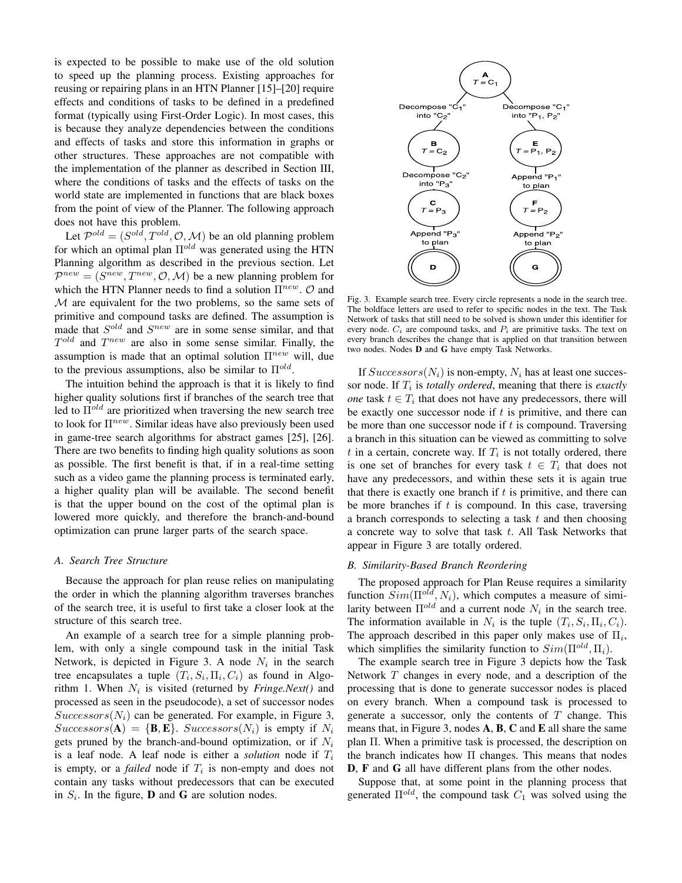is expected to be possible to make use of the old solution to speed up the planning process. Existing approaches for reusing or repairing plans in an HTN Planner [15]–[20] require effects and conditions of tasks to be defined in a predefined format (typically using First-Order Logic). In most cases, this is because they analyze dependencies between the conditions and effects of tasks and store this information in graphs or other structures. These approaches are not compatible with the implementation of the planner as described in Section III, where the conditions of tasks and the effects of tasks on the world state are implemented in functions that are black boxes from the point of view of the Planner. The following approach does not have this problem.

Let $\mathcal{P}^{old} = (S^{old}, T^{old}, \mathcal{O}, \mathcal{M})$ be an old planning problem for which an optimal plan $\Pi^{old}$ was generated using the HTN Planning algorithm as described in the previous section. Let $\mathcal{P}^{new} = (S^{new}, T^{new}, \mathcal{O}, \mathcal{M})$ be a new planning problem for which the HTN Planner needs to find a solution $\Pi^{new}$. $\mathcal{O}$ and $\mathcal{M}$ are equivalent for the two problems, so the same sets of primitive and compound tasks are defined. The assumption is made that $S^{old}$ and $S^{new}$ are in some sense similar, and that $T^{old}$ and $T^{new}$ are also in some sense similar. Finally, the assumption is made that an optimal solution $\Pi^{new}$ will, due to the previous assumptions, also be similar to $\Pi^{old}$.

The intuition behind the approach is that it is likely to find higher quality solutions first if branches of the search tree that led to $\Pi^{old}$ are prioritized when traversing the new search tree to look for $\Pi^{new}$. Similar ideas have also previously been used in game-tree search algorithms for abstract games [25], [26]. There are two benefits to finding high quality solutions as soon as possible. The first benefit is that, if in a real-time setting such as a video game the planning process is terminated early, a higher quality plan will be available. The second benefit is that the upper bound on the cost of the optimal plan is lowered more quickly, and therefore the branch-and-bound optimization can prune larger parts of the search space.

### A. Search Tree Structure

Because the approach for plan reuse relies on manipulating the order in which the planning algorithm traverses branches of the search tree, it is useful to first take a closer look at the structure of this search tree.

An example of a search tree for a simple planning problem, with only a single compound task in the initial Task Network, is depicted in Figure 3. A node $N_i$ in the search tree encapsulates a tuple $(T_i, S_i, \Pi_i, C_i)$ as found in Algorithm 1. When $N_i$ is visited (returned by *Fringe.Next()* and processed as seen in the pseudocode), a set of successor nodes $Successors(N_i)$ can be generated. For example, in Figure 3, $Successors(\mathbf{A}) = \{\mathbf{B}, \mathbf{E}\}$. $Successors(N_i)$ is empty if $N_i$ gets pruned by the branch-and-bound optimization, or if $N_i$ is a leaf node. A leaf node is either a *solution* node if $T_i$ is empty, or a *failed* node if $T_i$ is non-empty and does not contain any tasks without predecessors that can be executed in $S_i$. In the figure, **D** and **G** are solution nodes.

Fig. 3. Example search tree. Every circle represents a node in the search tree. The boldface letters are used to refer to specific nodes in the text. The Task Network of tasks that still need to be solved is shown under this identifier for every node. $C_i$ are compound tasks, and $P_i$ are primitive tasks. The text on every branch describes the change that is applied on that transition between two nodes. Nodes **D** and **G** have empty Task Networks.

If $Successors(N_i)$ is non-empty, $N_i$ has at least one successor node. If $T_i$ is *totally ordered*, meaning that there is *exactly one* task $t \in T_i$ that does not have any predecessors, there will be exactly one successor node if $t$ is primitive, and there can be more than one successor node if $t$ is compound. Traversing a branch in this situation can be viewed as committing to solve $t$ in a certain, concrete way. If $T_i$ is not totally ordered, there is one set of branches for every task $t \in T_i$ that does not have any predecessors, and within these sets it is again true that there is exactly one branch if $t$ is primitive, and there can be more branches if $t$ is compound. In this case, traversing a branch corresponds to selecting a task $t$ and then choosing a concrete way to solve that task $t$. All Task Networks that appear in Figure 3 are totally ordered.

### B. Similarity-Based Branch Reordering

The proposed approach for Plan Reuse requires a similarity function $Sim(\Pi^{old}, N_i)$, which computes a measure of similarity between $\Pi^{old}$ and a current node $N_i$ in the search tree. The information available in $N_i$ is the tuple $(T_i, S_i, \Pi_i, C_i)$. The approach described in this paper only makes use of $\Pi_i$, which simplifies the similarity function to $Sim(\Pi^{old}, \Pi_i)$.

The example search tree in Figure 3 depicts how the Task Network $T$ changes in every node, and a description of the processing that is done to generate successor nodes is placed on every branch. When a compound task is processed to generate a successor, only the contents of $T$ change. This means that, in Figure 3, nodes **A**, **B**, **C** and **E** all share the same plan $\Pi$. When a primitive task is processed, the description on the branch indicates how $\Pi$ changes. This means that nodes **D**, **F** and **G** all have different plans from the other nodes.

Suppose that, at some point in the planning process that generated $\Pi^{old}$, the compound task $C_1$ was solved using the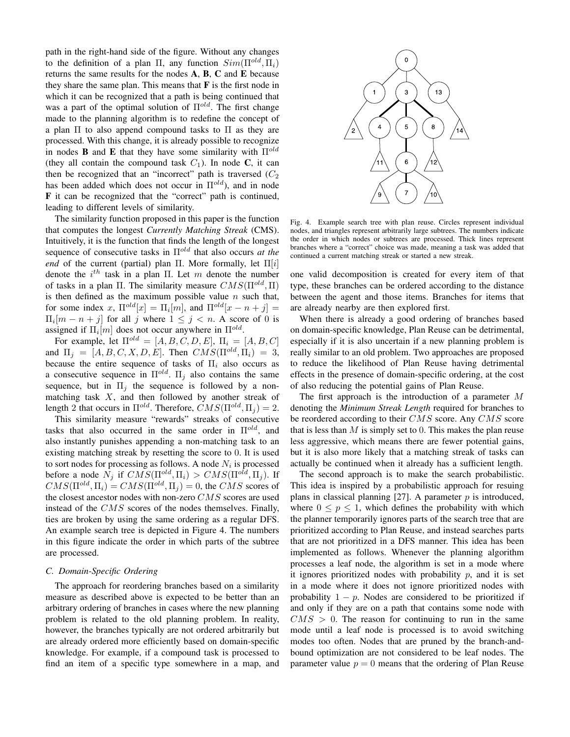path in the right-hand side of the figure. Without any changes to the definition of a plan $\Pi$, any function $Sim(\Pi^{old}, \Pi_i)$ returns the same results for the nodes **A**, **B**, **C** and **E** because they share the same plan. This means that **F** is the first node in which it can be recognized that a path is being continued that was a part of the optimal solution of $\Pi^{old}$. The first change made to the planning algorithm is to redefine the concept of a plan $\Pi$ to also append compound tasks to $\Pi$ as they are processed. With this change, it is already possible to recognize in nodes **B** and **E** that they have some similarity with $\Pi^{old}$ (they all contain the compound task $C_1$). In node **C**, it can then be recognized that an "incorrect" path is traversed ($C_2$ has been added which does not occur in $\Pi^{old}$), and in node **F** it can be recognized that the "correct" path is continued, leading to different levels of similarity.

The similarity function proposed in this paper is the function that computes the longest *Currently Matching Streak* (CMS). Intuitively, it is the function that finds the length of the longest sequence of consecutive tasks in $\Pi^{old}$ that also occurs *at the end* of the current (partial) plan $\Pi$. More formally, let $\Pi[i]$ denote the $i^{th}$ task in a plan $\Pi$. Let $m$ denote the number of tasks in a plan $\Pi$. The similarity measure $CMS(\Pi^{old}, \Pi)$ is then defined as the maximum possible value $n$ such that, for some index $x$, $\Pi^{old}[x] = \Pi_i[m]$, and $\Pi^{old}[x - n + j] = \Pi_i[m - n + j]$ for all $j$ where $1 \leq j < n$. A score of 0 is assigned if $\Pi_i[m]$ does not occur anywhere in $\Pi^{old}$.

For example, let $\Pi^{old} = [A, B, C, D, E]$, $\Pi_i = [A, B, C]$ and $\Pi_j = [A, B, C, X, D, E]$. Then $CMS(\Pi^{old}, \Pi_i) = 3$, because the entire sequence of tasks of $\Pi_i$ also occurs as a consecutive sequence in $\Pi^{old}$. $\Pi_j$ also contains the same sequence, but in $\Pi_j$ the sequence is followed by a non-matching task $X$, and then followed by another streak of length 2 that occurs in $\Pi^{old}$. Therefore, $CMS(\Pi^{old}, \Pi_j) = 2$.

This similarity measure "rewards" streaks of consecutive tasks that also occurred in the same order in $\Pi^{old}$, and also instantly punishes appending a non-matching task to an existing matching streak by resetting the score to 0. It is used to sort nodes for processing as follows. A node $N_i$ is processed before a node $N_j$ if $CMS(\Pi^{old}, \Pi_i) > CMS(\Pi^{old}, \Pi_j)$. If $CMS(\Pi^{old}, \Pi_i) = CMS(\Pi^{old}, \Pi_j) = 0$, the $CMS$ scores of the closest ancestor nodes with non-zero $CMS$ scores are used instead of the $CMS$ scores of the nodes themselves. Finally, ties are broken by using the same ordering as a regular DFS. An example search tree is depicted in Figure 4. The numbers in this figure indicate the order in which parts of the subtree are processed.

### C. Domain-Specific Ordering

The approach for reordering branches based on a similarity measure as described above is expected to be better than an arbitrary ordering of branches in cases where the new planning problem is related to the old planning problem. In reality, however, the branches typically are not ordered arbitrarily but are already ordered more efficiently based on domain-specific knowledge. For example, if a compound task is processed to find an item of a specific type somewhere in a map, and

Fig. 4. Example search tree with plan reuse. Circles represent individual nodes, and triangles represent arbitrarily large subtrees. The numbers indicate the order in which nodes or subtrees are processed. Thick lines represent branches where a "correct" choice was made, meaning a task was added that continued a current matching streak or started a new streak.

one valid decomposition is created for every item of that type, these branches can be ordered according to the distance between the agent and those items. Branches for items that are already nearby are then explored first.

When there is already a good ordering of branches based on domain-specific knowledge, Plan Reuse can be detrimental, especially if it is also uncertain if a new planning problem is really similar to an old problem. Two approaches are proposed to reduce the likelihood of Plan Reuse having detrimental effects in the presence of domain-specific ordering, at the cost of also reducing the potential gains of Plan Reuse.

The first approach is the introduction of a parameter $M$ denoting the *Minimum Streak Length* required for branches to be reordered according to their $CMS$ score. Any $CMS$ score that is less than $M$ is simply set to 0. This makes the plan reuse less aggressive, which means there are fewer potential gains, but it is also more likely that a matching streak of tasks can actually be continued when it already has a sufficient length.

The second approach is to make the search probabilistic. This idea is inspired by a probabilistic approach for resuing plans in classical planning [27]. A parameter $p$ is introduced, where $0 \leq p \leq 1$, which defines the probability with which the planner temporarily ignores parts of the search tree that are prioritized according to Plan Reuse, and instead searches parts that are not prioritized in a DFS manner. This idea has been implemented as follows. Whenever the planning algorithm processes a leaf node, the algorithm is set in a mode where it ignores prioritized nodes with probability $p$, and it is set in a mode where it does not ignore prioritized nodes with probability $1 - p$. Nodes are considered to be prioritized if and only if they are on a path that contains some node with $CMS > 0$. The reason for continuing to run in the same mode until a leaf node is processed is to avoid switching modes too often. Nodes that are pruned by the branch-and-bound optimization are not considered to be leaf nodes. The parameter value $p = 0$ means that the ordering of Plan Reuse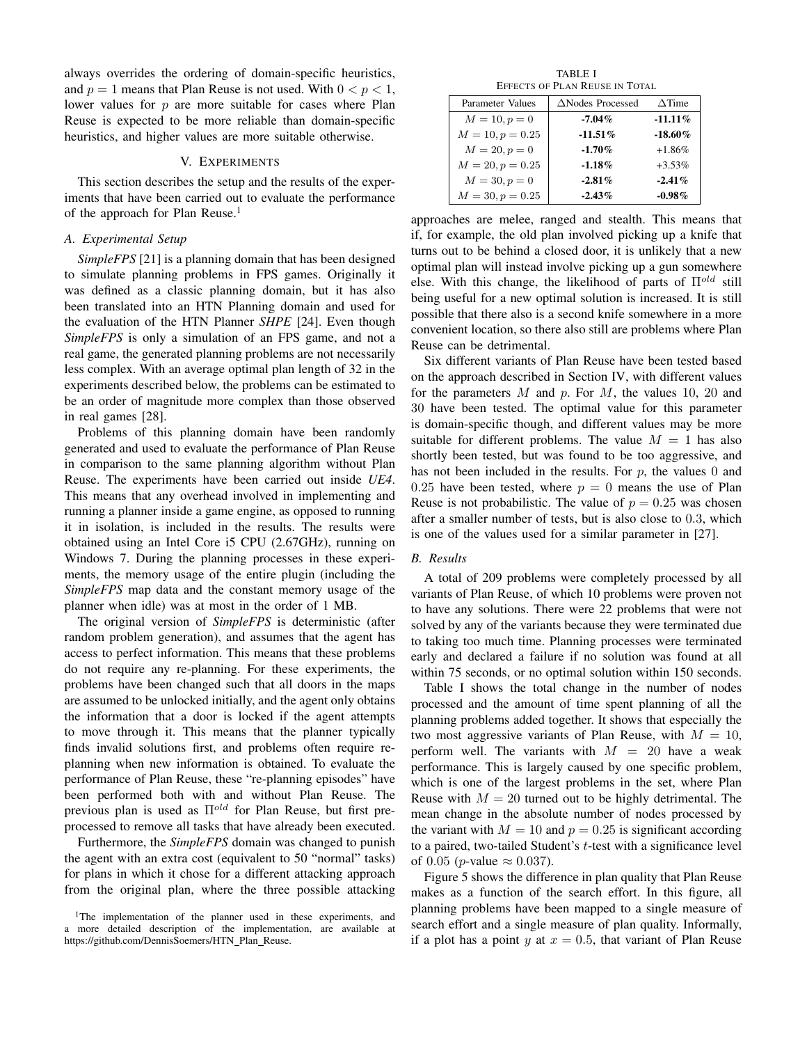always overrides the ordering of domain-specific heuristics, and $p = 1$ means that Plan Reuse is not used. With $0 < p < 1$, lower values for $p$ are more suitable for cases where Plan Reuse is expected to be more reliable than domain-specific heuristics, and higher values are more suitable otherwise.

## V. Experiments

This section describes the setup and the results of the experiments that have been carried out to evaluate the performance of the approach for Plan Reuse.[1]

### A. Experimental Setup

*SimpleFPS* [21] is a planning domain that has been designed to simulate planning problems in FPS games. Originally it was defined as a classic planning domain, but it has also been translated into an HTN Planning domain and used for the evaluation of the HTN Planner *SHPE* [24]. Even though *SimpleFPS* is only a simulation of an FPS game, and not a real game, the generated planning problems are not necessarily less complex. With an average optimal plan length of 32 in the experiments described below, the problems can be estimated to be an order of magnitude more complex than those observed in real games [28].

Problems of this planning domain have been randomly generated and used to evaluate the performance of Plan Reuse in comparison to the same planning algorithm without Plan Reuse. The experiments have been carried out inside *UE4*. This means that any overhead involved in implementing and running a planner inside a game engine, as opposed to running it in isolation, is included in the results. The results were obtained using an Intel Core i5 CPU (2.67GHz), running on Windows 7. During the planning processes in these experiments, the memory usage of the entire plugin (including the *SimpleFPS* map data and the constant memory usage of the planner when idle) was at most in the order of 1 MB.

The original version of *SimpleFPS* is deterministic (after random problem generation), and assumes that the agent has access to perfect information. This means that these problems do not require any re-planning. For these experiments, the problems have been changed such that all doors in the maps are assumed to be unlocked initially, and the agent only obtains the information that a door is locked if the agent attempts to move through it. This means that the planner typically finds invalid solutions first, and problems often require re-planning when new information is obtained. To evaluate the performance of Plan Reuse, these "re-planning episodes" have been performed both with and without Plan Reuse. The previous plan is used as $\Pi^{old}$ for Plan Reuse, but first pre-processed to remove all tasks that have already been executed.

Furthermore, the *SimpleFPS* domain was changed to punish the agent with an extra cost (equivalent to 50 "normal" tasks) for plans in which it chose for a different attacking approach from the original plan, where the three possible attacking approaches are melee, ranged and stealth. This means that if, for example, the old plan involved picking up a knife that turns out to be behind a closed door, it is unlikely that a new optimal plan will instead involve picking up a gun somewhere else. With this change, the likelihood of parts of $\Pi^{old}$ still being useful for a new optimal solution is increased. It is still possible that there also is a second knife somewhere in a more convenient location, so there also still are problems where Plan Reuse can be detrimental.

[1] The implementation of the planner used in these experiments, and a more detailed description of the implementation, are available at https://github.com/DennisSoemers/HTN_Plan_Reuse.

TABLE I
Effects of Plan Reuse in Total

| Parameter Values | $\Delta$Nodes Processed | $\Delta$Time |
|---|---|---|
| $M = 10, p = 0$ | **-7.04%** | **-11.11%** |
| $M = 10, p = 0.25$ | **-11.51%** | **-18.60%** |
| $M = 20, p = 0$ | **-1.70%** | +1.86% |
| $M = 20, p = 0.25$ | **-1.18%** | +3.53% |
| $M = 30, p = 0$ | **-2.81%** | **-2.41%** |
| $M = 30, p = 0.25$ | **-2.43%** | **-0.98%** |

Six different variants of Plan Reuse have been tested based on the approach described in Section IV, with different values for the parameters $M$ and $p$. For $M$, the values 10, 20 and 30 have been tested. The optimal value for this parameter is domain-specific though, and different values may be more suitable for different problems. The value $M = 1$ has also shortly been tested, but was found to be too aggressive, and has not been included in the results. For $p$, the values 0 and 0.25 have been tested, where $p = 0$ means the use of Plan Reuse is not probabilistic. The value of $p = 0.25$ was chosen after a smaller number of tests, but is also close to 0.3, which is one of the values used for a similar parameter in [27].

### B. Results

A total of 209 problems were completely processed by all variants of Plan Reuse, of which 10 problems were proven not to have any solutions. There were 22 problems that were not solved by any of the variants because they were terminated due to taking too much time. Planning processes were terminated early and declared a failure if no solution was found at all within 75 seconds, or no optimal solution within 150 seconds.

Table I shows the total change in the number of nodes processed and the amount of time spent planning of all the planning problems added together. It shows that especially the two most aggressive variants of Plan Reuse, with $M = 10$, perform well. The variants with $M = 20$ have a weak performance. This is largely caused by one specific problem, which is one of the largest problems in the set, where Plan Reuse with $M = 20$ turned out to be highly detrimental. The mean change in the absolute number of nodes processed by the variant with $M = 10$ and $p = 0.25$ is significant according to a paired, two-tailed Student's $t$-test with a significance level of 0.05 ($p$-value $\approx 0.037$).

Figure 5 shows the difference in plan quality that Plan Reuse makes as a function of the search effort. In this figure, all planning problems have been mapped to a single measure of search effort and a single measure of plan quality. Informally, if a plot has a point $y$ at $x = 0.5$, that variant of Plan Reuse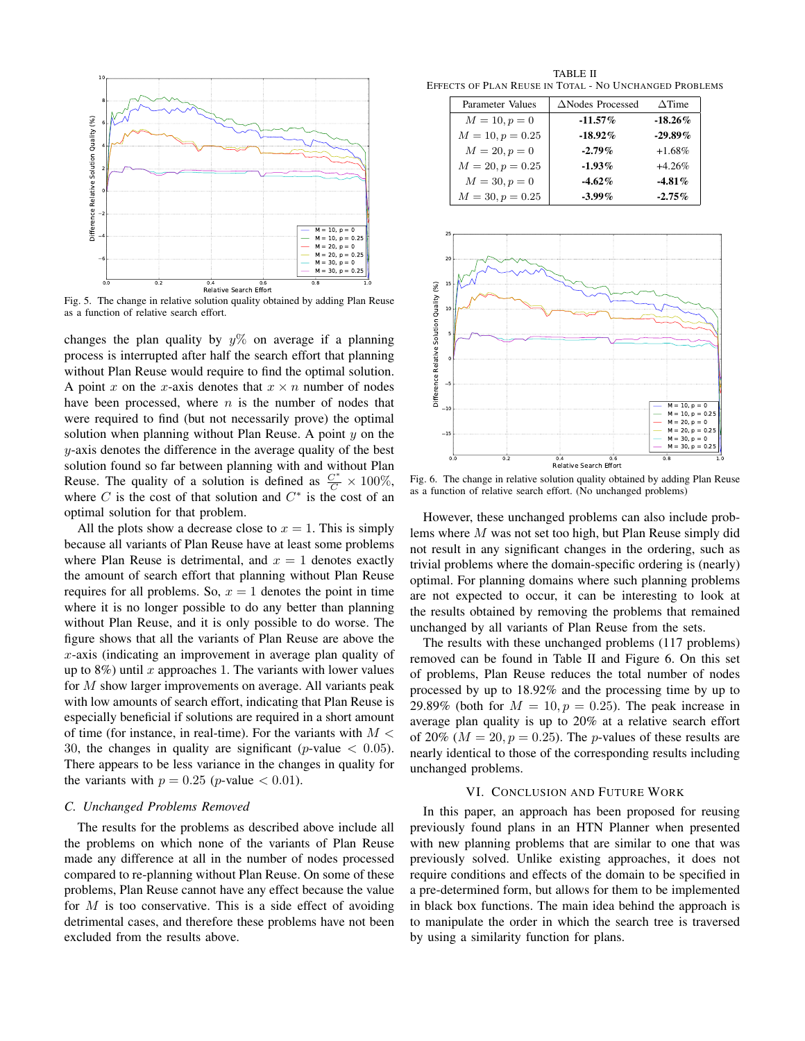Fig. 5. The change in relative solution quality obtained by adding Plan Reuse as a function of relative search effort.

changes the plan quality by $y\%$ on average if a planning process is interrupted after half the search effort that planning without Plan Reuse would require to find the optimal solution. A point $x$ on the $x$-axis denotes that $x \times n$ number of nodes have been processed, where $n$ is the number of nodes that were required to find (but not necessarily prove) the optimal solution when planning without Plan Reuse. A point $y$ on the $y$-axis denotes the difference in the average quality of the best solution found so far between planning with and without Plan Reuse. The quality of a solution is defined as $\frac{C^*}{C} \times 100\%$, where $C$ is the cost of that solution and $C^*$ is the cost of an optimal solution for that problem.

All the plots show a decrease close to $x = 1$. This is simply because all variants of Plan Reuse have at least some problems where Plan Reuse is detrimental, and $x = 1$ denotes exactly the amount of search effort that planning without Plan Reuse requires for all problems. So, $x = 1$ denotes the point in time where it is no longer possible to do any better than planning without Plan Reuse, and it is only possible to do worse. The figure shows that all the variants of Plan Reuse are above the $x$-axis (indicating an improvement in average plan quality of up to 8%) until $x$ approaches 1. The variants with lower values for $M$ show larger improvements on average. All variants peak with low amounts of search effort, indicating that Plan Reuse is especially beneficial if solutions are required in a short amount of time (for instance, in real-time). For the variants with $M < 30$, the changes in quality are significant ($p$-value $< 0.05$). There appears to be less variance in the changes in quality for the variants with $p = 0.25$ ($p$-value $< 0.01$).

### C. Unchanged Problems Removed

The results for the problems as described above include all the problems on which none of the variants of Plan Reuse made any difference at all in the number of nodes processed compared to re-planning without Plan Reuse. On some of these problems, Plan Reuse cannot have any effect because the value for $M$ is too conservative. This is a side effect of avoiding detrimental cases, and therefore these problems have not been excluded from the results above.

TABLE II
EFFECTS OF PLAN REUSE IN TOTAL - NO UNCHANGED PROBLEMS

| Parameter Values | ΔNodes Processed | ΔTime |
|---|---|---|
| $M = 10, p = 0$ | **-11.57%** | **-18.26%** |
| $M = 10, p = 0.25$ | **-18.92%** | **-29.89%** |
| $M = 20, p = 0$ | **-2.79%** | +1.68% |
| $M = 20, p = 0.25$ | **-1.93%** | +4.26% |
| $M = 30, p = 0$ | **-4.62%** | **-4.81%** |
| $M = 30, p = 0.25$ | **-3.99%** | **-2.75%** |

Fig. 6. The change in relative solution quality obtained by adding Plan Reuse as a function of relative search effort. (No unchanged problems)

However, these unchanged problems can also include problems where $M$ was not set too high, but Plan Reuse simply did not result in any significant changes in the ordering, such as trivial problems where the domain-specific ordering is (nearly) optimal. For planning domains where such planning problems are not expected to occur, it can be interesting to look at the results obtained by removing the problems that remained unchanged by all variants of Plan Reuse from the sets.

The results with these unchanged problems (117 problems) removed can be found in Table II and Figure 6. On this set of problems, Plan Reuse reduces the total number of nodes processed by up to 18.92% and the processing time by up to 29.89% (both for $M = 10, p = 0.25$). The peak increase in average plan quality is up to 20% at a relative search effort of 20% ($M = 20, p = 0.25$). The $p$-values of these results are nearly identical to those of the corresponding results including unchanged problems.

## VI. Conclusion and Future Work

In this paper, an approach has been proposed for reusing previously found plans in an HTN Planner when presented with new planning problems that are similar to one that was previously solved. Unlike existing approaches, it does not require conditions and effects of the domain to be specified in a pre-determined form, but allows for them to be implemented in black box functions. The main idea behind the approach is to manipulate the order in which the search tree is traversed by using a similarity function for plans.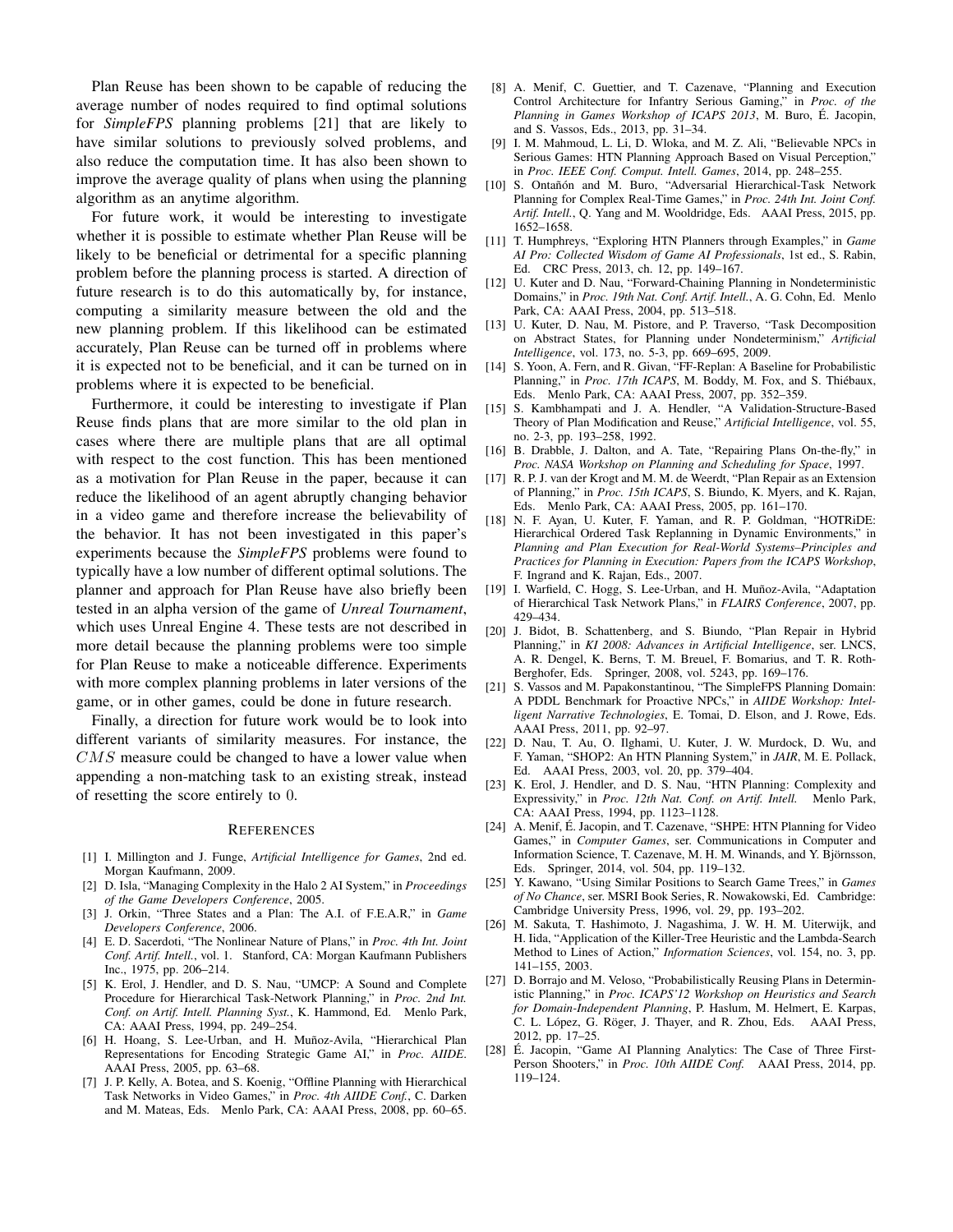Plan Reuse has been shown to be capable of reducing the average number of nodes required to find optimal solutions for *SimpleFPS* planning problems [21] that are likely to have similar solutions to previously solved problems, and also reduce the computation time. It has also been shown to improve the average quality of plans when using the planning algorithm as an anytime algorithm.

For future work, it would be interesting to investigate whether it is possible to estimate whether Plan Reuse will be likely to be beneficial or detrimental for a specific planning problem before the planning process is started. A direction of future research is to do this automatically by, for instance, computing a similarity measure between the old and the new planning problem. If this likelihood can be estimated accurately, Plan Reuse can be turned off in problems where it is expected not to be beneficial, and it can be turned on in problems where it is expected to be beneficial.

Furthermore, it could be interesting to investigate if Plan Reuse finds plans that are more similar to the old plan in cases where there are multiple plans that are all optimal with respect to the cost function. This has been mentioned as a motivation for Plan Reuse in the paper, because it can reduce the likelihood of an agent abruptly changing behavior in a video game and therefore increase the believability of the behavior. It has not been investigated in this paper's experiments because the *SimpleFPS* problems were found to typically have a low number of different optimal solutions. The planner and approach for Plan Reuse have also briefly been tested in an alpha version of the game of *Unreal Tournament*, which uses Unreal Engine 4. These tests are not described in more detail because the planning problems were too simple for Plan Reuse to make a noticeable difference. Experiments with more complex planning problems in later versions of the game, or in other games, could be done in future research.

Finally, a direction for future work would be to look into different variants of similarity measures. For instance, the $CMS$ measure could be changed to have a lower value when appending a non-matching task to an existing streak, instead of resetting the score entirely to $0$.

## References

[1] I. Millington and J. Funge, *Artificial Intelligence for Games*, 2nd ed. Morgan Kaufmann, 2009.

[2] D. Isla, "Managing Complexity in the Halo 2 AI System," in *Proceedings of the Game Developers Conference*, 2005.

[3] J. Orkin, "Three States and a Plan: The A.I. of F.E.A.R," in *Game Developers Conference*, 2006.

[4] E. D. Sacerdoti, "The Nonlinear Nature of Plans," in *Proc. 4th Int. Joint Conf. Artif. Intell.*, vol. 1. Stanford, CA: Morgan Kaufmann Publishers Inc., 1975, pp. 206–214.

[5] K. Erol, J. Hendler, and D. S. Nau, "UMCP: A Sound and Complete Procedure for Hierarchical Task-Network Planning," in *Proc. 2nd Int. Conf. on Artif. Intell. Planning Syst.*, K. Hammond, Ed. Menlo Park, CA: AAAI Press, 1994, pp. 249–254.

[6] H. Hoang, S. Lee-Urban, and H. Muñoz-Avila, "Hierarchical Plan Representations for Encoding Strategic Game AI," in *Proc. AIIDE*. AAAI Press, 2005, pp. 63–68.

[7] J. P. Kelly, A. Botea, and S. Koenig, "Offline Planning with Hierarchical Task Networks in Video Games," in *Proc. 4th AIIDE Conf.*, C. Darken and M. Mateas, Eds. Menlo Park, CA: AAAI Press, 2008, pp. 60–65.

[8] A. Menif, C. Guettier, and T. Cazenave, "Planning and Execution Control Architecture for Infantry Serious Gaming," in *Proc. of the Planning in Games Workshop of ICAPS 2013*, M. Buro, É. Jacopin, and S. Vassos, Eds., 2013, pp. 31–34.

[9] I. M. Mahmoud, L. Li, D. Wloka, and M. Z. Ali, "Believable NPCs in Serious Games: HTN Planning Approach Based on Visual Perception," in *Proc. IEEE Conf. Comput. Intell. Games*, 2014, pp. 248–255.

[10] S. Ontañón and M. Buro, "Adversarial Hierarchical-Task Network Planning for Complex Real-Time Games," in *Proc. 24th Int. Joint Conf. Artif. Intell.*, Q. Yang and M. Wooldridge, Eds. AAAI Press, 2015, pp. 1652–1658.

[11] T. Humphreys, "Exploring HTN Planners through Examples," in *Game AI Pro: Collected Wisdom of Game AI Professionals*, 1st ed., S. Rabin, Ed. CRC Press, 2013, ch. 12, pp. 149–167.

[12] U. Kuter and D. Nau, "Forward-Chaining Planning in Nondeterministic Domains," in *Proc. 19th Nat. Conf. Artif. Intell.*, A. G. Cohn, Ed. Menlo Park, CA: AAAI Press, 2004, pp. 513–518.

[13] U. Kuter, D. Nau, M. Pistore, and P. Traverso, "Task Decomposition on Abstract States, for Planning under Nondeterminism," *Artificial Intelligence*, vol. 173, no. 5-3, pp. 669–695, 2009.

[14] S. Yoon, A. Fern, and R. Givan, "FF-Replan: A Baseline for Probabilistic Planning," in *Proc. 17th ICAPS*, M. Boddy, M. Fox, and S. Thiébaux, Eds. Menlo Park, CA: AAAI Press, 2007, pp. 352–359.

[15] S. Kambhampati and J. A. Hendler, "A Validation-Structure-Based Theory of Plan Modification and Reuse," *Artificial Intelligence*, vol. 55, no. 2-3, pp. 193–258, 1992.

[16] B. Drabble, J. Dalton, and A. Tate, "Repairing Plans On-the-fly," in *Proc. NASA Workshop on Planning and Scheduling for Space*, 1997.

[17] R. P. J. van der Krogt and M. M. de Weerdt, "Plan Repair as an Extension of Planning," in *Proc. 15th ICAPS*, S. Biundo, K. Myers, and K. Rajan, Eds. Menlo Park, CA: AAAI Press, 2005, pp. 161–170.

[18] N. F. Ayan, U. Kuter, F. Yaman, and R. P. Goldman, "HOTRiDE: Hierarchical Ordered Task Replanning in Dynamic Environments," in *Planning and Plan Execution for Real-World Systems–Principles and Practices for Planning in Execution: Papers from the ICAPS Workshop*, F. Ingrand and K. Rajan, Eds., 2007.

[19] I. Warfield, C. Hogg, S. Lee-Urban, and H. Muñoz-Avila, "Adaptation of Hierarchical Task Network Plans," in *FLAIRS Conference*, 2007, pp. 429–434.

[20] J. Bidot, B. Schattenberg, and S. Biundo, "Plan Repair in Hybrid Planning," in *KI 2008: Advances in Artificial Intelligence*, ser. LNCS, A. R. Dengel, K. Berns, T. M. Breuel, F. Bomarius, and T. R. Roth-Berghofer, Eds. Springer, 2008, vol. 5243, pp. 169–176.

[21] S. Vassos and M. Papakonstantinou, "The SimpleFPS Planning Domain: A PDDL Benchmark for Proactive NPCs," in *AIIDE Workshop: Intelligent Narrative Technologies*, E. Tomai, D. Elson, and J. Rowe, Eds. AAAI Press, 2011, pp. 92–97.

[22] D. Nau, T. Au, O. Ilghami, U. Kuter, J. W. Murdock, D. Wu, and F. Yaman, "SHOP2: An HTN Planning System," in *JAIR*, M. E. Pollack, Ed. AAAI Press, 2003, vol. 20, pp. 379–404.

[23] K. Erol, J. Hendler, and D. S. Nau, "HTN Planning: Complexity and Expressivity," in *Proc. 12th Nat. Conf. on Artif. Intell.* Menlo Park, CA: AAAI Press, 1994, pp. 1123–1128.

[24] A. Menif, É. Jacopin, and T. Cazenave, "SHPE: HTN Planning for Video Games," in *Computer Games*, ser. Communications in Computer and Information Science, T. Cazenave, M. H. M. Winands, and Y. Björnsson, Eds. Springer, 2014, vol. 504, pp. 119–132.

[25] Y. Kawano, "Using Similar Positions to Search Game Trees," in *Games of No Chance*, ser. MSRI Book Series, R. Nowakowski, Ed. Cambridge: Cambridge University Press, 1996, vol. 29, pp. 193–202.

[26] M. Sakuta, T. Hashimoto, J. Nagashima, J. W. H. M. Uiterwijk, and H. Iida, "Application of the Killer-Tree Heuristic and the Lambda-Search Method to Lines of Action," *Information Sciences*, vol. 154, no. 3, pp. 141–155, 2003.

[27] D. Borrajo and M. Veloso, "Probabilistically Reusing Plans in Deterministic Planning," in *Proc. ICAPS'12 Workshop on Heuristics and Search for Domain-Independent Planning*, P. Haslum, M. Helmert, E. Karpas, C. L. López, G. Röger, J. Thayer, and R. Zhou, Eds. AAAI Press, 2012, pp. 17–25.

[28] É. Jacopin, "Game AI Planning Analytics: The Case of Three First-Person Shooters," in *Proc. 10th AIIDE Conf.* AAAI Press, 2014, pp. 119–124.